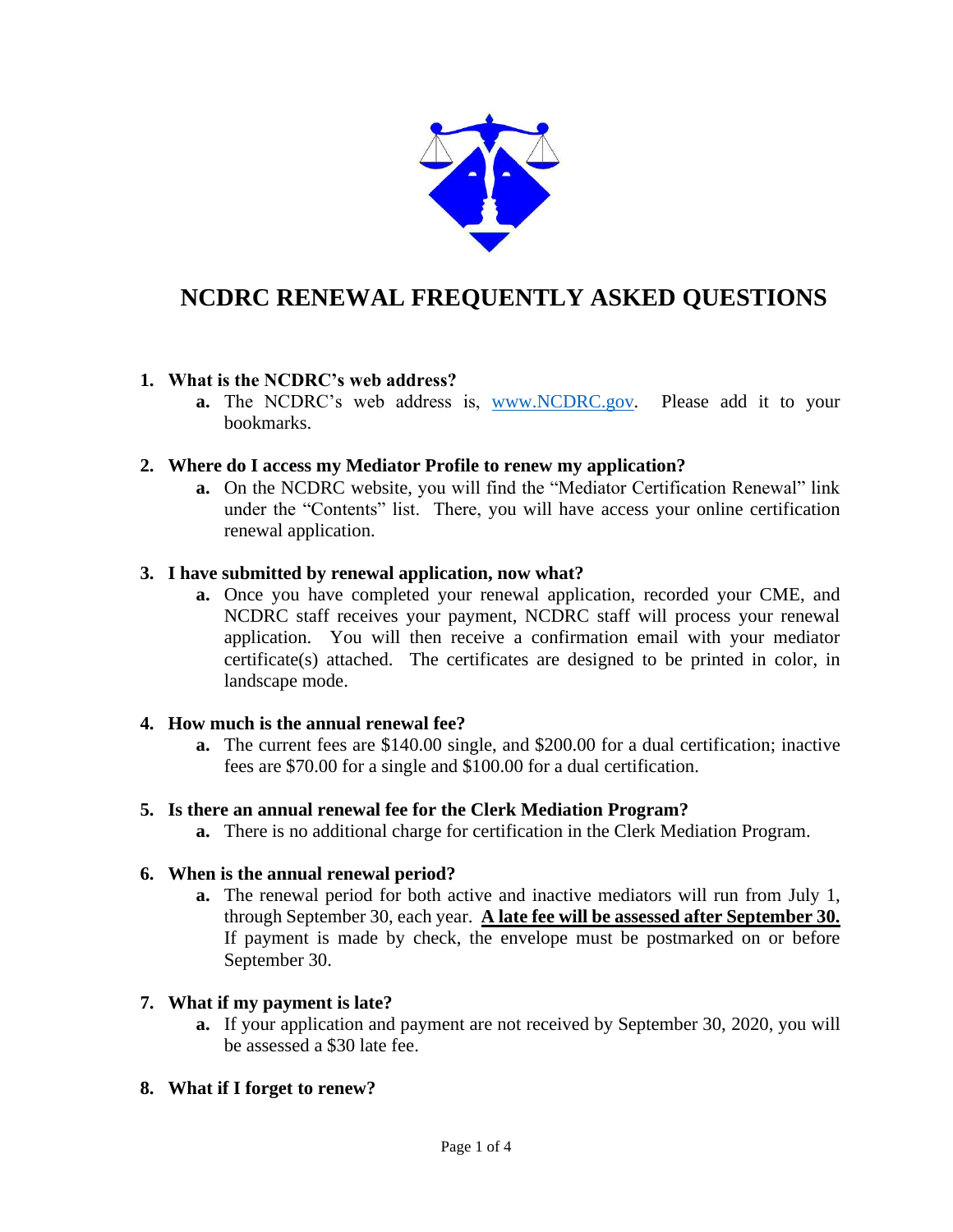# NCDRC RENEWAL FREQUENTLY ASKED QUESTIONS

1. **What is the NCDRC's web address?**
   a. The NCDRC's web address is, www.NCDRC.gov. Please add it to your bookmarks.

2. **Where do I access my Mediator Profile to renew my application?**
   a. On the NCDRC website, you will find the "Mediator Certification Renewal" link under the "Contents" list. There, you will have access your online certification renewal application.

3. **I have submitted by renewal application, now what?**
   a. Once you have completed your renewal application, recorded your CME, and NCDRC staff receives your payment, NCDRC staff will process your renewal application. You will then receive a confirmation email with your mediator certificate(s) attached. The certificates are designed to be printed in color, in landscape mode.

4. **How much is the annual renewal fee?**
   a. The current fees are $140.00 single, and $200.00 for a dual certification; inactive fees are $70.00 for a single and $100.00 for a dual certification.

5. **Is there an annual renewal fee for the Clerk Mediation Program?**
   a. There is no additional charge for certification in the Clerk Mediation Program.

6. **When is the annual renewal period?**
   a. The renewal period for both active and inactive mediators will run from July 1, through September 30, each year. **<u>A late fee will be assessed after September 30.</u>** If payment is made by check, the envelope must be postmarked on or before September 30.

7. **What if my payment is late?**
   a. If your application and payment are not received by September 30, 2020, you will be assessed a $30 late fee.

8. **What if I forget to renew?**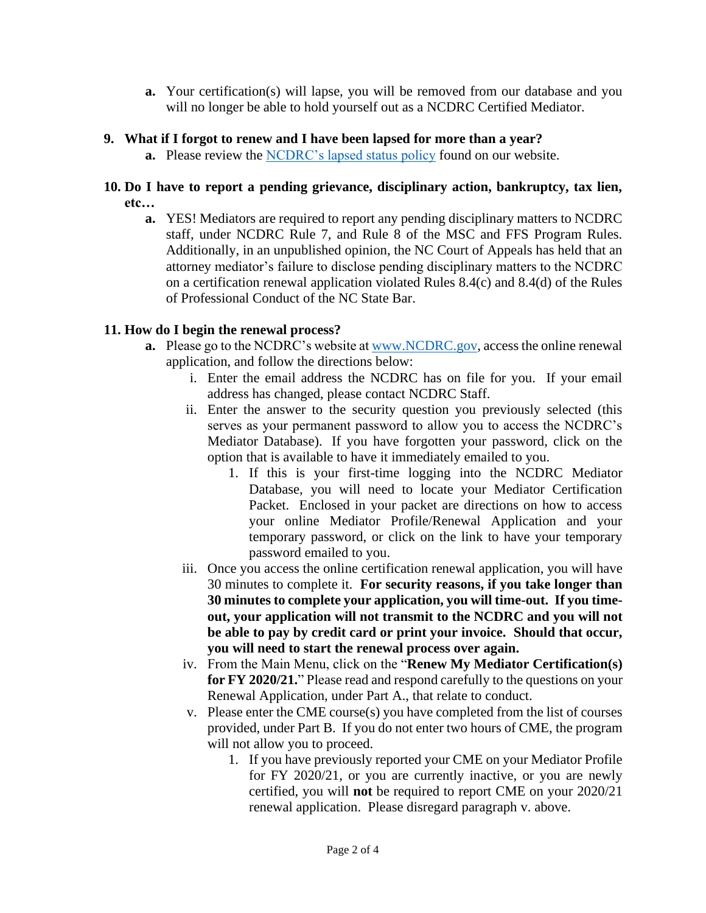a. Your certification(s) will lapse, you will be removed from our database and you will no longer be able to hold yourself out as a NCDRC Certified Mediator.

**9. What if I forgot to renew and I have been lapsed for more than a year?**

a. Please review the [NCDRC's lapsed status policy]() found on our website.

**10. Do I have to report a pending grievance, disciplinary action, bankruptcy, tax lien, etc…**

a. YES! Mediators are required to report any pending disciplinary matters to NCDRC staff, under NCDRC Rule 7, and Rule 8 of the MSC and FFS Program Rules. Additionally, in an unpublished opinion, the NC Court of Appeals has held that an attorney mediator's failure to disclose pending disciplinary matters to the NCDRC on a certification renewal application violated Rules 8.4(c) and 8.4(d) of the Rules of Professional Conduct of the NC State Bar.

**11. How do I begin the renewal process?**

a. Please go to the NCDRC's website at [www.NCDRC.gov](www.NCDRC.gov), access the online renewal application, and follow the directions below:

  i. Enter the email address the NCDRC has on file for you. If your email address has changed, please contact NCDRC Staff.

  ii. Enter the answer to the security question you previously selected (this serves as your permanent password to allow you to access the NCDRC's Mediator Database). If you have forgotten your password, click on the option that is available to have it immediately emailed to you.

    1. If this is your first-time logging into the NCDRC Mediator Database, you will need to locate your Mediator Certification Packet. Enclosed in your packet are directions on how to access your online Mediator Profile/Renewal Application and your temporary password, or click on the link to have your temporary password emailed to you.

  iii. Once you access the online certification renewal application, you will have 30 minutes to complete it. **For security reasons, if you take longer than 30 minutes to complete your application, you will time-out. If you time-out, your application will not transmit to the NCDRC and you will not be able to pay by credit card or print your invoice. Should that occur, you will need to start the renewal process over again.**

  iv. From the Main Menu, click on the "**Renew My Mediator Certification(s) for FY 2020/21.**" Please read and respond carefully to the questions on your Renewal Application, under Part A., that relate to conduct.

  v. Please enter the CME course(s) you have completed from the list of courses provided, under Part B. If you do not enter two hours of CME, the program will not allow you to proceed.

    1. If you have previously reported your CME on your Mediator Profile for FY 2020/21, or you are currently inactive, or you are newly certified, you will **not** be required to report CME on your 2020/21 renewal application. Please disregard paragraph v. above.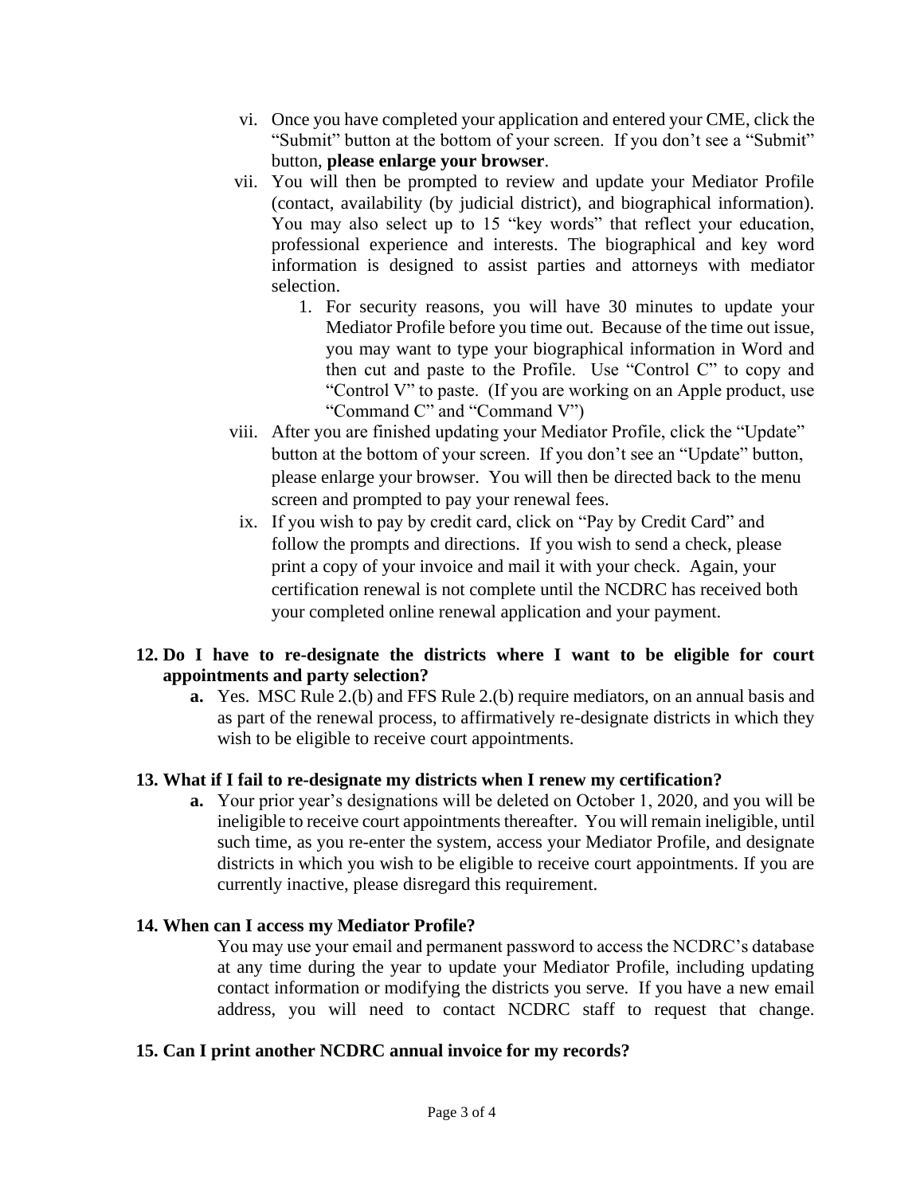vi. Once you have completed your application and entered your CME, click the "Submit" button at the bottom of your screen. If you don't see a "Submit" button, **please enlarge your browser**.

vii. You will then be prompted to review and update your Mediator Profile (contact, availability (by judicial district), and biographical information). You may also select up to 15 "key words" that reflect your education, professional experience and interests. The biographical and key word information is designed to assist parties and attorneys with mediator selection.

   1. For security reasons, you will have 30 minutes to update your Mediator Profile before you time out. Because of the time out issue, you may want to type your biographical information in Word and then cut and paste to the Profile. Use "Control C" to copy and "Control V" to paste. (If you are working on an Apple product, use "Command C" and "Command V")

viii. After you are finished updating your Mediator Profile, click the "Update" button at the bottom of your screen. If you don't see an "Update" button, please enlarge your browser. You will then be directed back to the menu screen and prompted to pay your renewal fees.

ix. If you wish to pay by credit card, click on "Pay by Credit Card" and follow the prompts and directions. If you wish to send a check, please print a copy of your invoice and mail it with your check. Again, your certification renewal is not complete until the NCDRC has received both your completed online renewal application and your payment.

**12. Do I have to re-designate the districts where I want to be eligible for court appointments and party selection?**

**a.** Yes. MSC Rule 2.(b) and FFS Rule 2.(b) require mediators, on an annual basis and as part of the renewal process, to affirmatively re-designate districts in which they wish to be eligible to receive court appointments.

**13. What if I fail to re-designate my districts when I renew my certification?**

**a.** Your prior year's designations will be deleted on October 1, 2020, and you will be ineligible to receive court appointments thereafter. You will remain ineligible, until such time, as you re-enter the system, access your Mediator Profile, and designate districts in which you wish to be eligible to receive court appointments. If you are currently inactive, please disregard this requirement.

**14. When can I access my Mediator Profile?**

You may use your email and permanent password to access the NCDRC's database at any time during the year to update your Mediator Profile, including updating contact information or modifying the districts you serve. If you have a new email address, you will need to contact NCDRC staff to request that change.

**15. Can I print another NCDRC annual invoice for my records?**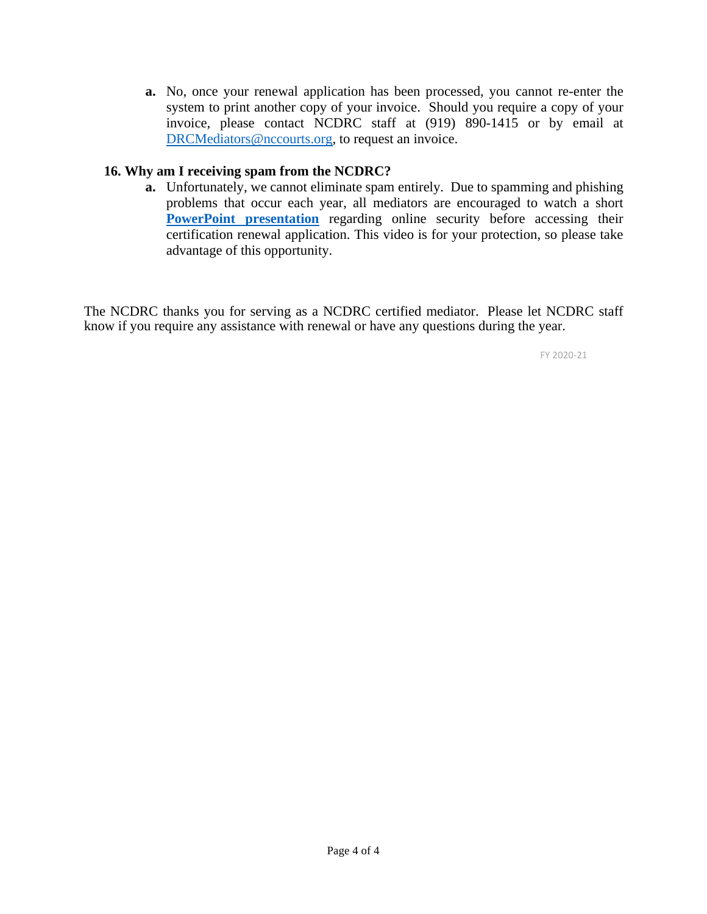a. No, once your renewal application has been processed, you cannot re-enter the system to print another copy of your invoice. Should you require a copy of your invoice, please contact NCDRC staff at (919) 890-1415 or by email at DRCMediators@nccourts.org, to request an invoice.

**16. Why am I receiving spam from the NCDRC?**

a. Unfortunately, we cannot eliminate spam entirely. Due to spamming and phishing problems that occur each year, all mediators are encouraged to watch a short **PowerPoint presentation** regarding online security before accessing their certification renewal application. This video is for your protection, so please take advantage of this opportunity.

The NCDRC thanks you for serving as a NCDRC certified mediator. Please let NCDRC staff know if you require any assistance with renewal or have any questions during the year.

FY 2020-21